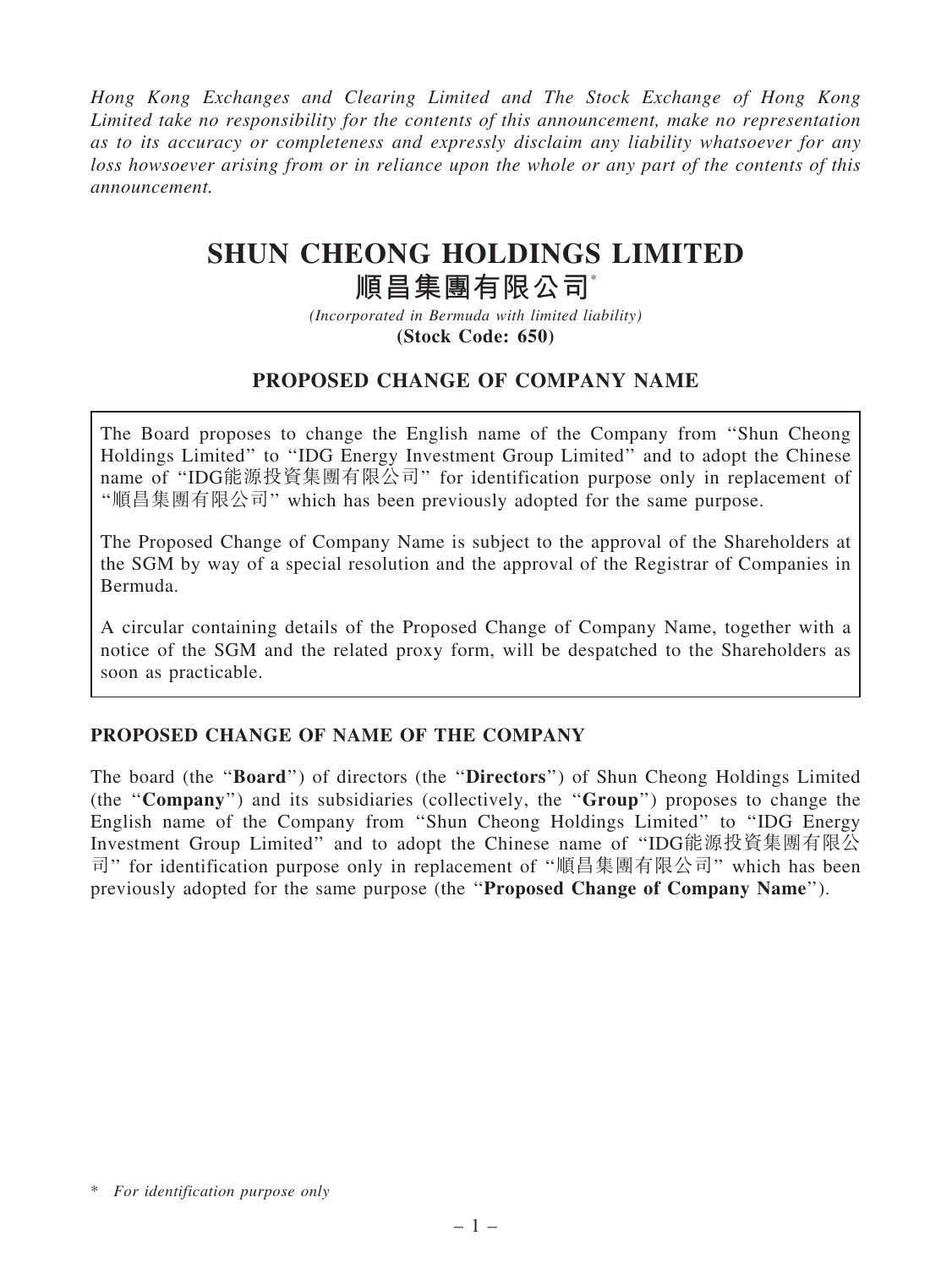*Hong Kong Exchanges and Clearing Limited and The Stock Exchange of Hong Kong Limited take no responsibility for the contents of this announcement, make no representation as to its accuracy or completeness and expressly disclaim any liability whatsoever for any loss howsoever arising from or in reliance upon the whole or any part of the contents of this announcement.*

# SHUN CHEONG HOLDINGS LIMITED
# 順昌集團有限公司*

*(Incorporated in Bermuda with limited liability)*
**(Stock Code: 650)**

## PROPOSED CHANGE OF COMPANY NAME

The Board proposes to change the English name of the Company from "Shun Cheong Holdings Limited" to "IDG Energy Investment Group Limited" and to adopt the Chinese name of "IDG能源投資集團有限公司" for identification purpose only in replacement of "順昌集團有限公司" which has been previously adopted for the same purpose.

The Proposed Change of Company Name is subject to the approval of the Shareholders at the SGM by way of a special resolution and the approval of the Registrar of Companies in Bermuda.

A circular containing details of the Proposed Change of Company Name, together with a notice of the SGM and the related proxy form, will be despatched to the Shareholders as soon as practicable.

### PROPOSED CHANGE OF NAME OF THE COMPANY

The board (the "**Board**") of directors (the "**Directors**") of Shun Cheong Holdings Limited (the "**Company**") and its subsidiaries (collectively, the "**Group**") proposes to change the English name of the Company from "Shun Cheong Holdings Limited" to "IDG Energy Investment Group Limited" and to adopt the Chinese name of "IDG能源投資集團有限公司" for identification purpose only in replacement of "順昌集團有限公司" which has been previously adopted for the same purpose (the "**Proposed Change of Company Name**").

\* *For identification purpose only*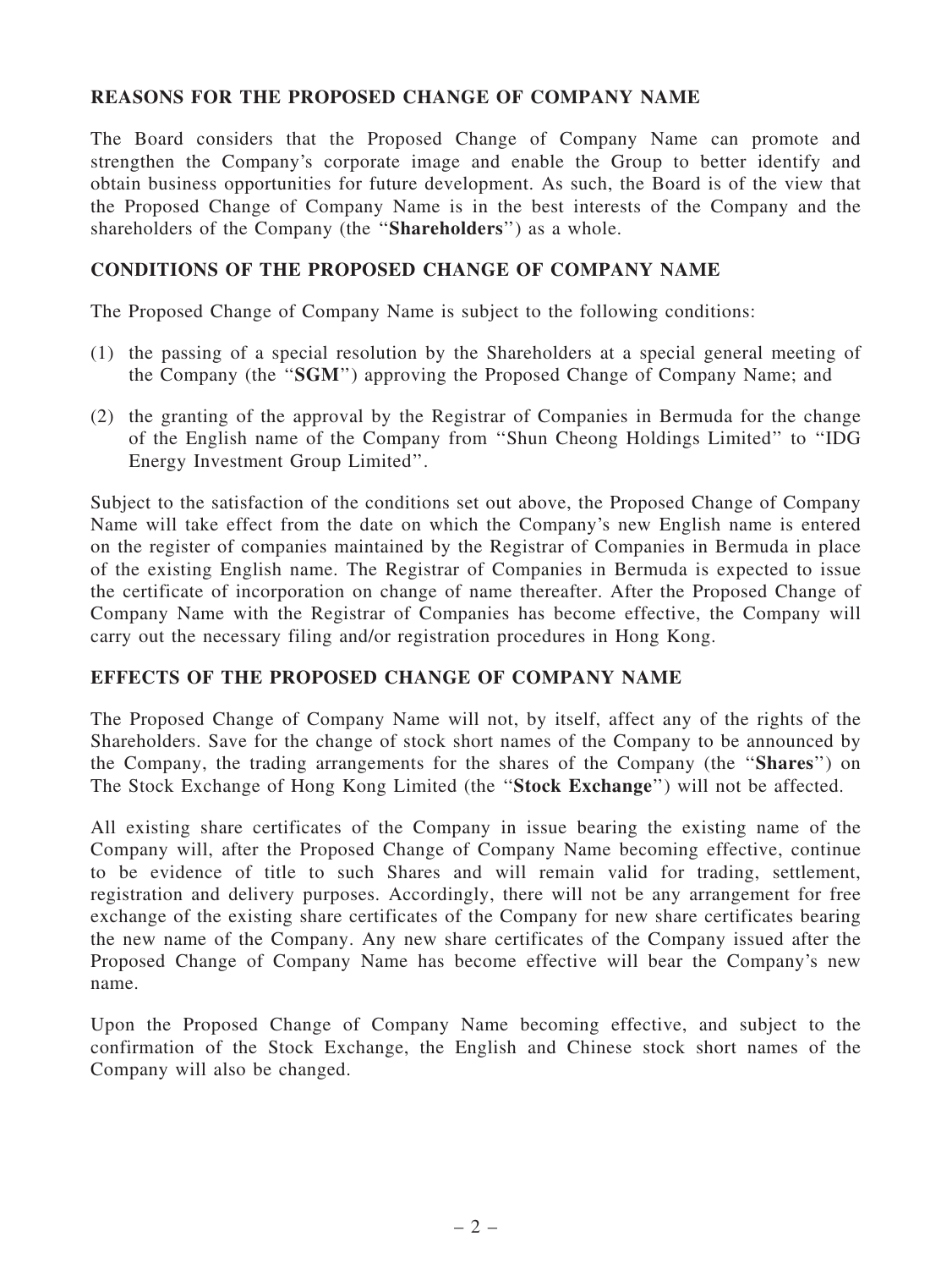## REASONS FOR THE PROPOSED CHANGE OF COMPANY NAME

The Board considers that the Proposed Change of Company Name can promote and strengthen the Company's corporate image and enable the Group to better identify and obtain business opportunities for future development. As such, the Board is of the view that the Proposed Change of Company Name is in the best interests of the Company and the shareholders of the Company (the "**Shareholders**") as a whole.

## CONDITIONS OF THE PROPOSED CHANGE OF COMPANY NAME

The Proposed Change of Company Name is subject to the following conditions:

(1) the passing of a special resolution by the Shareholders at a special general meeting of the Company (the "**SGM**") approving the Proposed Change of Company Name; and

(2) the granting of the approval by the Registrar of Companies in Bermuda for the change of the English name of the Company from "Shun Cheong Holdings Limited" to "IDG Energy Investment Group Limited".

Subject to the satisfaction of the conditions set out above, the Proposed Change of Company Name will take effect from the date on which the Company's new English name is entered on the register of companies maintained by the Registrar of Companies in Bermuda in place of the existing English name. The Registrar of Companies in Bermuda is expected to issue the certificate of incorporation on change of name thereafter. After the Proposed Change of Company Name with the Registrar of Companies has become effective, the Company will carry out the necessary filing and/or registration procedures in Hong Kong.

## EFFECTS OF THE PROPOSED CHANGE OF COMPANY NAME

The Proposed Change of Company Name will not, by itself, affect any of the rights of the Shareholders. Save for the change of stock short names of the Company to be announced by the Company, the trading arrangements for the shares of the Company (the "**Shares**") on The Stock Exchange of Hong Kong Limited (the "**Stock Exchange**") will not be affected.

All existing share certificates of the Company in issue bearing the existing name of the Company will, after the Proposed Change of Company Name becoming effective, continue to be evidence of title to such Shares and will remain valid for trading, settlement, registration and delivery purposes. Accordingly, there will not be any arrangement for free exchange of the existing share certificates of the Company for new share certificates bearing the new name of the Company. Any new share certificates of the Company issued after the Proposed Change of Company Name has become effective will bear the Company's new name.

Upon the Proposed Change of Company Name becoming effective, and subject to the confirmation of the Stock Exchange, the English and Chinese stock short names of the Company will also be changed.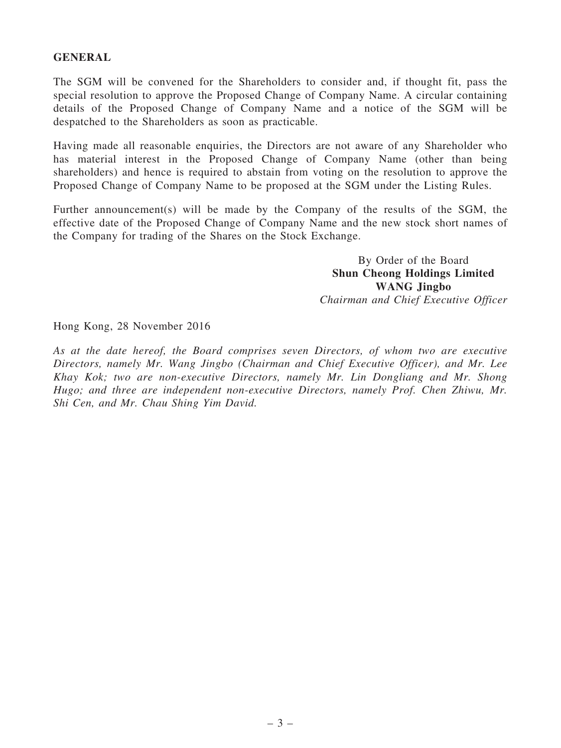## GENERAL

The SGM will be convened for the Shareholders to consider and, if thought fit, pass the special resolution to approve the Proposed Change of Company Name. A circular containing details of the Proposed Change of Company Name and a notice of the SGM will be despatched to the Shareholders as soon as practicable.

Having made all reasonable enquiries, the Directors are not aware of any Shareholder who has material interest in the Proposed Change of Company Name (other than being shareholders) and hence is required to abstain from voting on the resolution to approve the Proposed Change of Company Name to be proposed at the SGM under the Listing Rules.

Further announcement(s) will be made by the Company of the results of the SGM, the effective date of the Proposed Change of Company Name and the new stock short names of the Company for trading of the Shares on the Stock Exchange.

By Order of the Board
**Shun Cheong Holdings Limited**
**WANG Jingbo**
*Chairman and Chief Executive Officer*

Hong Kong, 28 November 2016

*As at the date hereof, the Board comprises seven Directors, of whom two are executive Directors, namely Mr. Wang Jingbo (Chairman and Chief Executive Officer), and Mr. Lee Khay Kok; two are non-executive Directors, namely Mr. Lin Dongliang and Mr. Shong Hugo; and three are independent non-executive Directors, namely Prof. Chen Zhiwu, Mr. Shi Cen, and Mr. Chau Shing Yim David.*